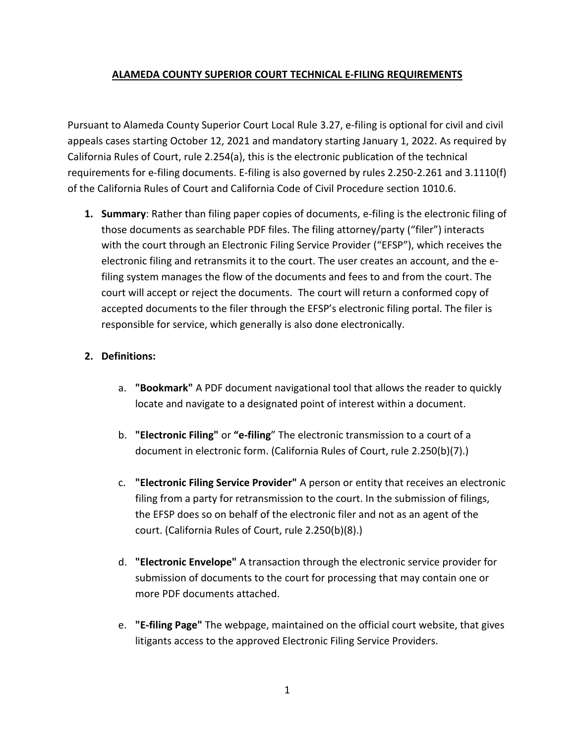# ALAMEDA COUNTY SUPERIOR COURT TECHNICAL E-FILING REQUIREMENTS

Pursuant to Alameda County Superior Court Local Rule 3.27, e-filing is optional for civil and civil appeals cases starting October 12, 2021 and mandatory starting January 1, 2022. As required by California Rules of Court, rule 2.254(a), this is the electronic publication of the technical requirements for e-filing documents. E-filing is also governed by rules 2.250-2.261 and 3.1110(f) of the California Rules of Court and California Code of Civil Procedure section 1010.6.

1. **Summary**: Rather than filing paper copies of documents, e-filing is the electronic filing of those documents as searchable PDF files. The filing attorney/party ("filer") interacts with the court through an Electronic Filing Service Provider ("EFSP"), which receives the electronic filing and retransmits it to the court. The user creates an account, and the e-filing system manages the flow of the documents and fees to and from the court. The court will accept or reject the documents. The court will return a conformed copy of accepted documents to the filer through the EFSP's electronic filing portal. The filer is responsible for service, which generally is also done electronically.

2. **Definitions:**

   a. **"Bookmark"** A PDF document navigational tool that allows the reader to quickly locate and navigate to a designated point of interest within a document.

   b. **"Electronic Filing"** or **"e-filing"** The electronic transmission to a court of a document in electronic form. (California Rules of Court, rule 2.250(b)(7).)

   c. **"Electronic Filing Service Provider"** A person or entity that receives an electronic filing from a party for retransmission to the court. In the submission of filings, the EFSP does so on behalf of the electronic filer and not as an agent of the court. (California Rules of Court, rule 2.250(b)(8).)

   d. **"Electronic Envelope"** A transaction through the electronic service provider for submission of documents to the court for processing that may contain one or more PDF documents attached.

   e. **"E-filing Page"** The webpage, maintained on the official court website, that gives litigants access to the approved Electronic Filing Service Providers.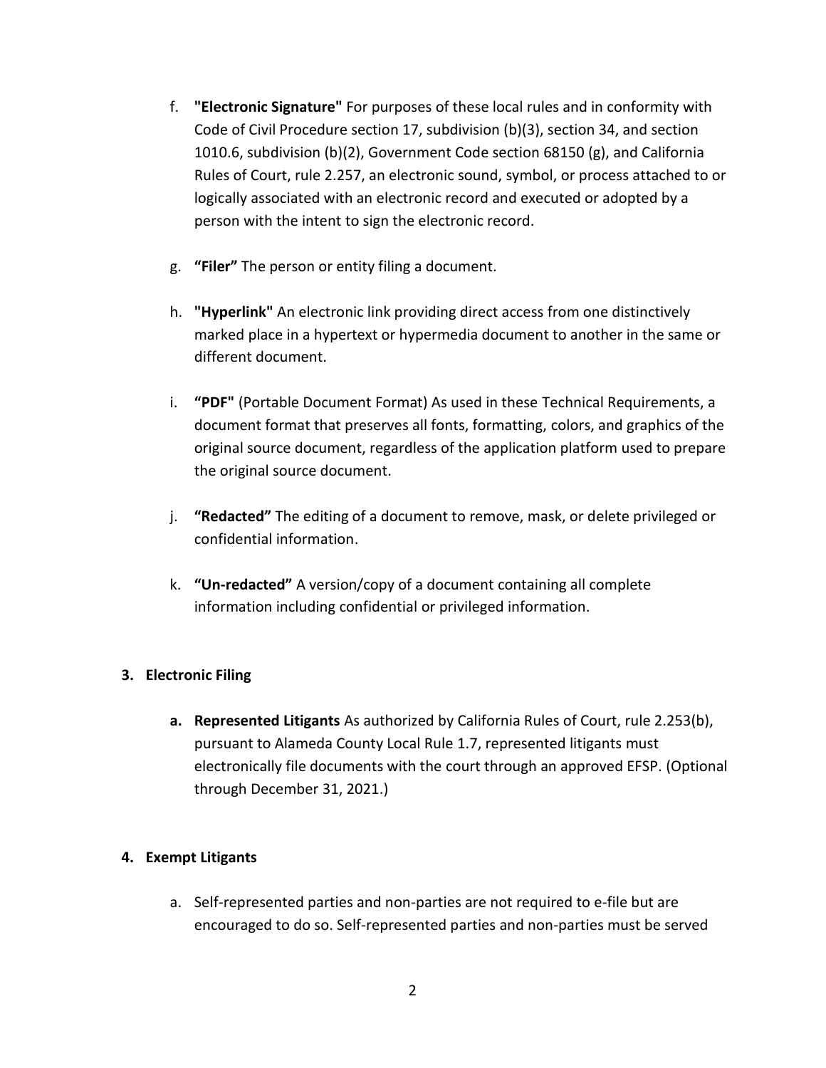f. **"Electronic Signature"** For purposes of these local rules and in conformity with Code of Civil Procedure section 17, subdivision (b)(3), section 34, and section 1010.6, subdivision (b)(2), Government Code section 68150 (g), and California Rules of Court, rule 2.257, an electronic sound, symbol, or process attached to or logically associated with an electronic record and executed or adopted by a person with the intent to sign the electronic record.

g. **"Filer"** The person or entity filing a document.

h. **"Hyperlink"** An electronic link providing direct access from one distinctively marked place in a hypertext or hypermedia document to another in the same or different document.

i. **"PDF"** (Portable Document Format) As used in these Technical Requirements, a document format that preserves all fonts, formatting, colors, and graphics of the original source document, regardless of the application platform used to prepare the original source document.

j. **"Redacted"** The editing of a document to remove, mask, or delete privileged or confidential information.

k. **"Un-redacted"** A version/copy of a document containing all complete information including confidential or privileged information.

**3. Electronic Filing**

**a. Represented Litigants** As authorized by California Rules of Court, rule 2.253(b), pursuant to Alameda County Local Rule 1.7, represented litigants must electronically file documents with the court through an approved EFSP. (Optional through December 31, 2021.)

**4. Exempt Litigants**

a. Self-represented parties and non-parties are not required to e-file but are encouraged to do so. Self-represented parties and non-parties must be served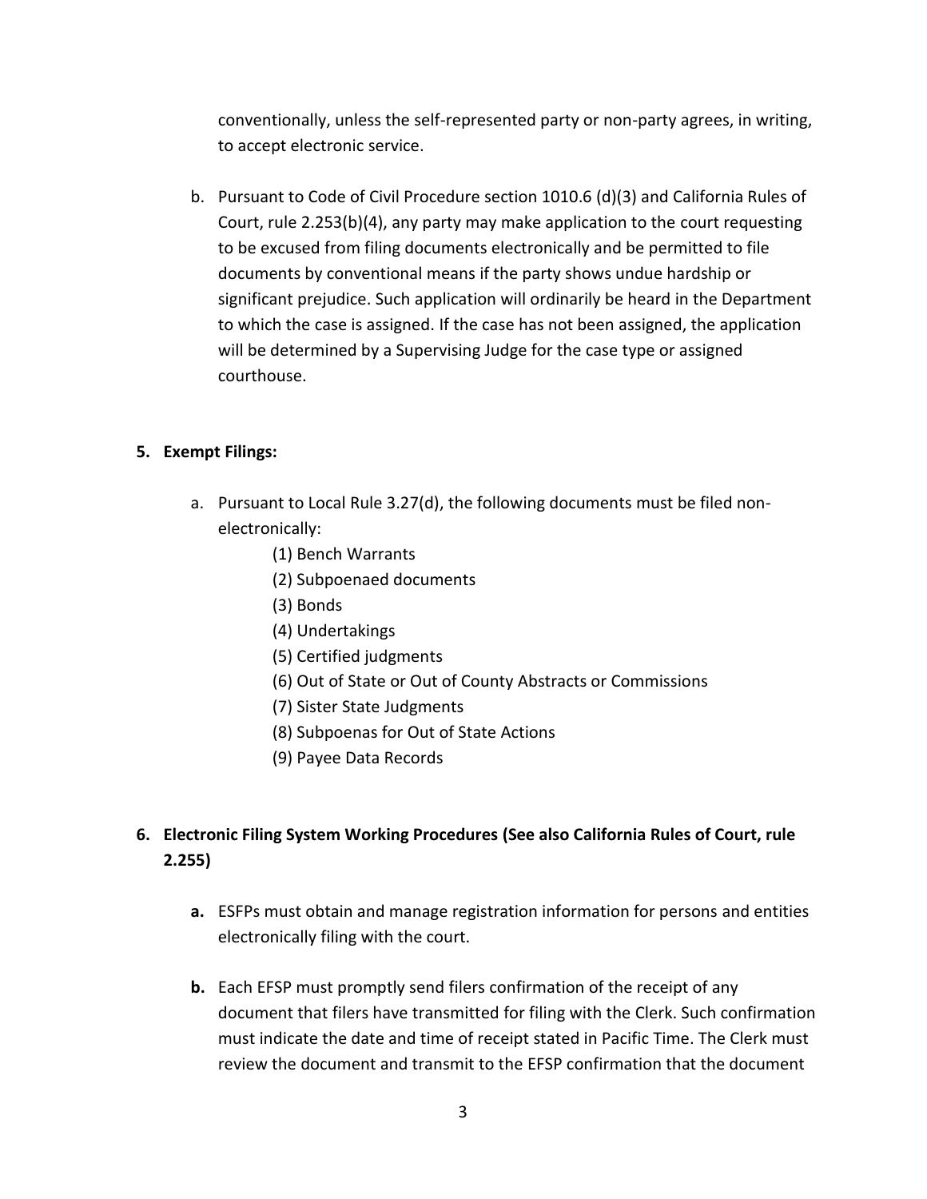conventionally, unless the self-represented party or non-party agrees, in writing, to accept electronic service.

b. Pursuant to Code of Civil Procedure section 1010.6 (d)(3) and California Rules of Court, rule 2.253(b)(4), any party may make application to the court requesting to be excused from filing documents electronically and be permitted to file documents by conventional means if the party shows undue hardship or significant prejudice. Such application will ordinarily be heard in the Department to which the case is assigned. If the case has not been assigned, the application will be determined by a Supervising Judge for the case type or assigned courthouse.

**5. Exempt Filings:**

a. Pursuant to Local Rule 3.27(d), the following documents must be filed non-electronically:

(1) Bench Warrants
(2) Subpoenaed documents
(3) Bonds
(4) Undertakings
(5) Certified judgments
(6) Out of State or Out of County Abstracts or Commissions
(7) Sister State Judgments
(8) Subpoenas for Out of State Actions
(9) Payee Data Records

**6. Electronic Filing System Working Procedures (See also California Rules of Court, rule 2.255)**

**a.** ESFPs must obtain and manage registration information for persons and entities electronically filing with the court.

**b.** Each EFSP must promptly send filers confirmation of the receipt of any document that filers have transmitted for filing with the Clerk. Such confirmation must indicate the date and time of receipt stated in Pacific Time. The Clerk must review the document and transmit to the EFSP confirmation that the document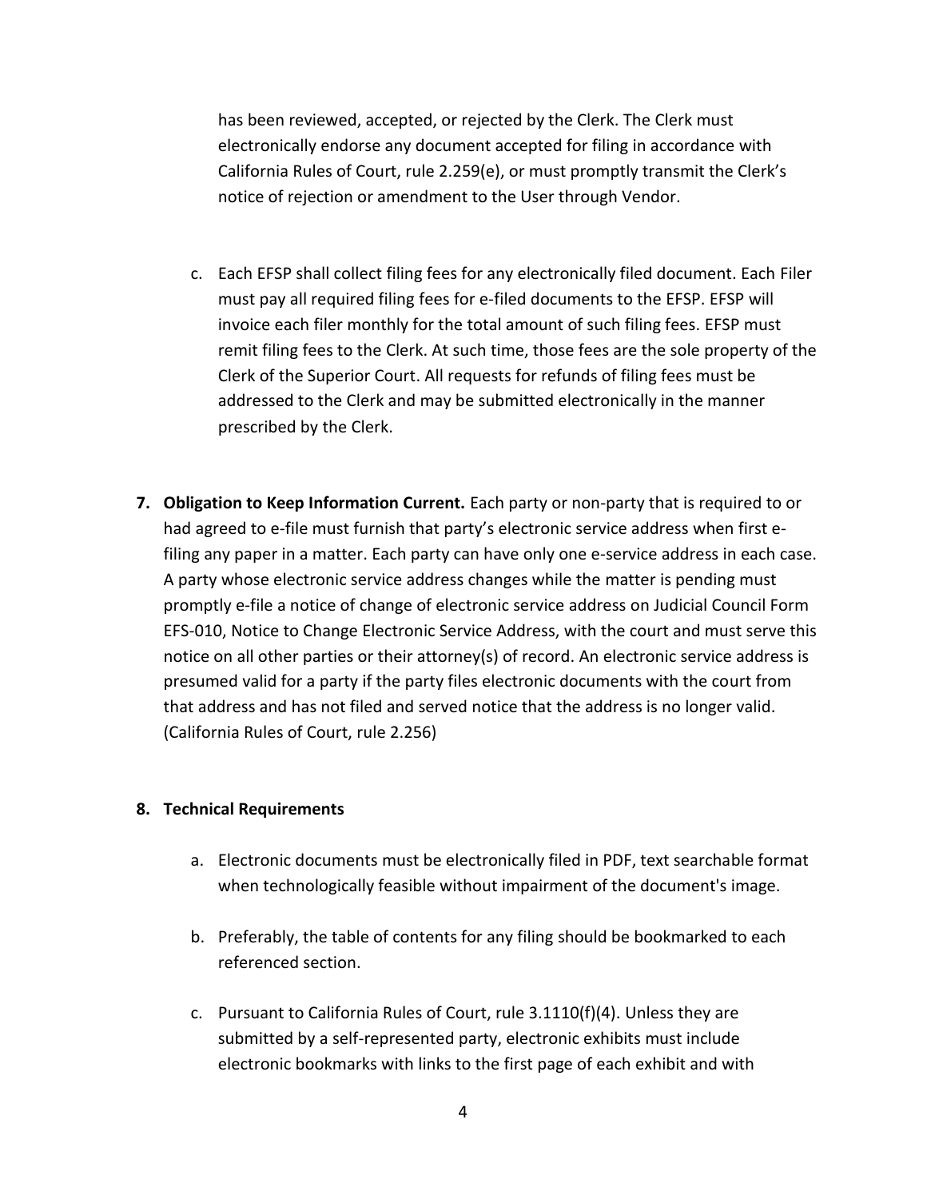has been reviewed, accepted, or rejected by the Clerk. The Clerk must electronically endorse any document accepted for filing in accordance with California Rules of Court, rule 2.259(e), or must promptly transmit the Clerk's notice of rejection or amendment to the User through Vendor.

c. Each EFSP shall collect filing fees for any electronically filed document. Each Filer must pay all required filing fees for e-filed documents to the EFSP. EFSP will invoice each filer monthly for the total amount of such filing fees. EFSP must remit filing fees to the Clerk. At such time, those fees are the sole property of the Clerk of the Superior Court. All requests for refunds of filing fees must be addressed to the Clerk and may be submitted electronically in the manner prescribed by the Clerk.

**7. Obligation to Keep Information Current.** Each party or non-party that is required to or had agreed to e-file must furnish that party's electronic service address when first e-filing any paper in a matter. Each party can have only one e-service address in each case. A party whose electronic service address changes while the matter is pending must promptly e-file a notice of change of electronic service address on Judicial Council Form EFS-010, Notice to Change Electronic Service Address, with the court and must serve this notice on all other parties or their attorney(s) of record. An electronic service address is presumed valid for a party if the party files electronic documents with the court from that address and has not filed and served notice that the address is no longer valid. (California Rules of Court, rule 2.256)

**8. Technical Requirements**

a. Electronic documents must be electronically filed in PDF, text searchable format when technologically feasible without impairment of the document's image.

b. Preferably, the table of contents for any filing should be bookmarked to each referenced section.

c. Pursuant to California Rules of Court, rule 3.1110(f)(4). Unless they are submitted by a self-represented party, electronic exhibits must include electronic bookmarks with links to the first page of each exhibit and with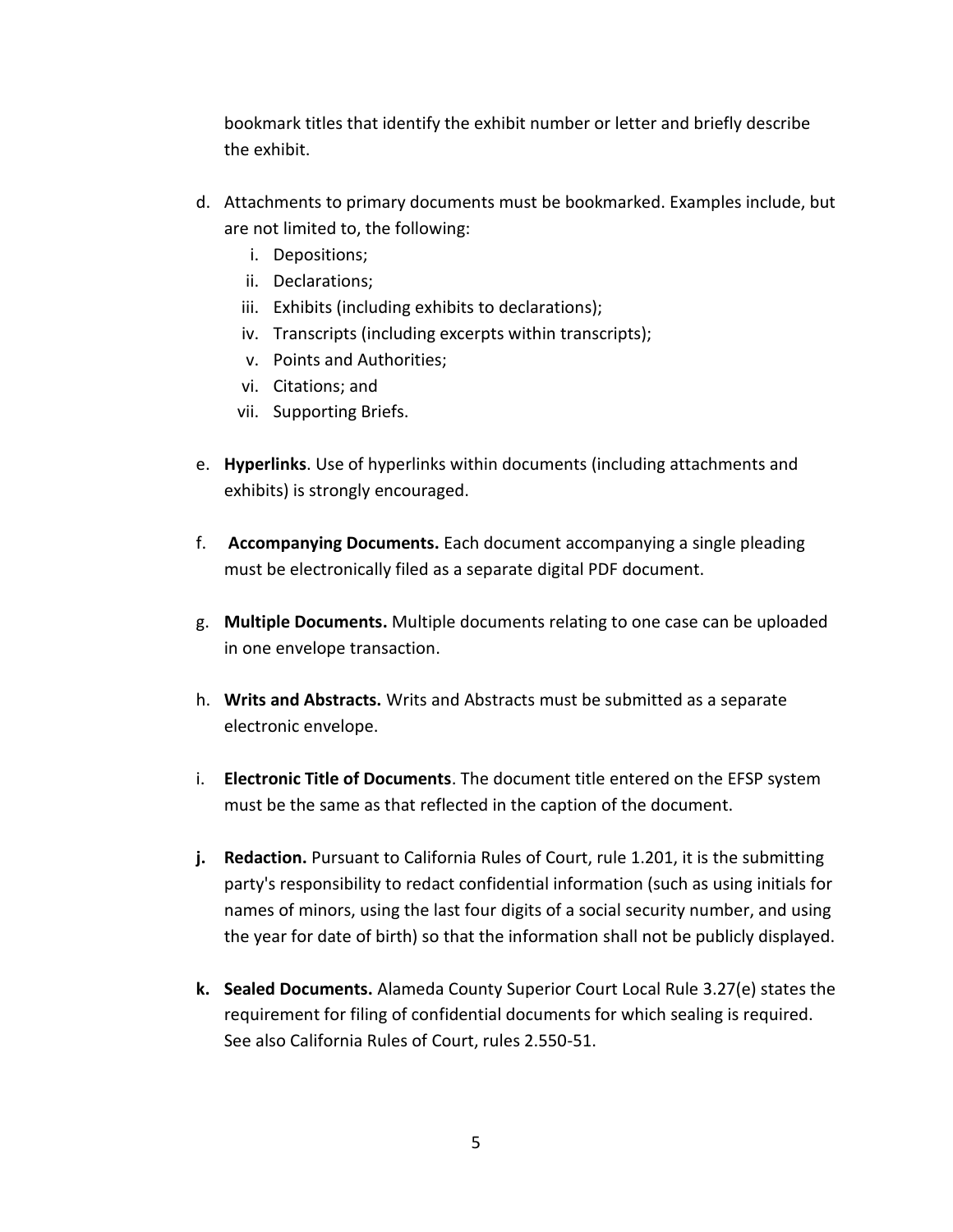bookmark titles that identify the exhibit number or letter and briefly describe the exhibit.

d. Attachments to primary documents must be bookmarked. Examples include, but are not limited to, the following:
   i. Depositions;
   ii. Declarations;
   iii. Exhibits (including exhibits to declarations);
   iv. Transcripts (including excerpts within transcripts);
   v. Points and Authorities;
   vi. Citations; and
   vii. Supporting Briefs.

e. **Hyperlinks**. Use of hyperlinks within documents (including attachments and exhibits) is strongly encouraged.

f. **Accompanying Documents.** Each document accompanying a single pleading must be electronically filed as a separate digital PDF document.

g. **Multiple Documents.** Multiple documents relating to one case can be uploaded in one envelope transaction.

h. **Writs and Abstracts.** Writs and Abstracts must be submitted as a separate electronic envelope.

i. **Electronic Title of Documents**. The document title entered on the EFSP system must be the same as that reflected in the caption of the document.

**j. Redaction.** Pursuant to California Rules of Court, rule 1.201, it is the submitting party's responsibility to redact confidential information (such as using initials for names of minors, using the last four digits of a social security number, and using the year for date of birth) so that the information shall not be publicly displayed.

**k. Sealed Documents.** Alameda County Superior Court Local Rule 3.27(e) states the requirement for filing of confidential documents for which sealing is required. See also California Rules of Court, rules 2.550-51.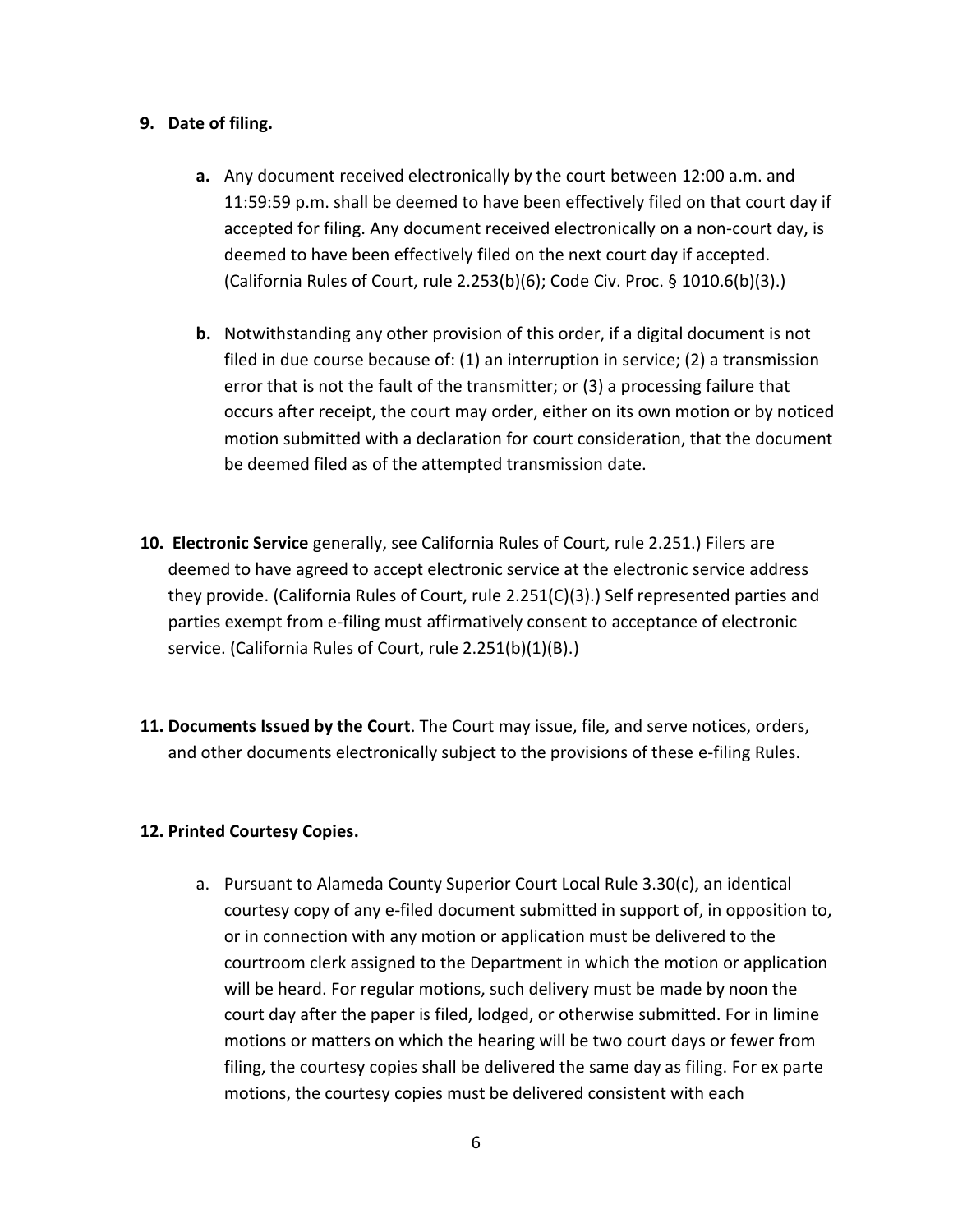9. **Date of filing.**

   a. Any document received electronically by the court between 12:00 a.m. and 11:59:59 p.m. shall be deemed to have been effectively filed on that court day if accepted for filing. Any document received electronically on a non-court day, is deemed to have been effectively filed on the next court day if accepted. (California Rules of Court, rule 2.253(b)(6); Code Civ. Proc. § 1010.6(b)(3).)

   b. Notwithstanding any other provision of this order, if a digital document is not filed in due course because of: (1) an interruption in service; (2) a transmission error that is not the fault of the transmitter; or (3) a processing failure that occurs after receipt, the court may order, either on its own motion or by noticed motion submitted with a declaration for court consideration, that the document be deemed filed as of the attempted transmission date.

10. **Electronic Service** generally, see California Rules of Court, rule 2.251.) Filers are deemed to have agreed to accept electronic service at the electronic service address they provide. (California Rules of Court, rule 2.251(C)(3).) Self represented parties and parties exempt from e-filing must affirmatively consent to acceptance of electronic service. (California Rules of Court, rule 2.251(b)(1)(B).)

11. **Documents Issued by the Court**. The Court may issue, file, and serve notices, orders, and other documents electronically subject to the provisions of these e-filing Rules.

12. **Printed Courtesy Copies.**

   a. Pursuant to Alameda County Superior Court Local Rule 3.30(c), an identical courtesy copy of any e-filed document submitted in support of, in opposition to, or in connection with any motion or application must be delivered to the courtroom clerk assigned to the Department in which the motion or application will be heard. For regular motions, such delivery must be made by noon the court day after the paper is filed, lodged, or otherwise submitted. For in limine motions or matters on which the hearing will be two court days or fewer from filing, the courtesy copies shall be delivered the same day as filing. For ex parte motions, the courtesy copies must be delivered consistent with each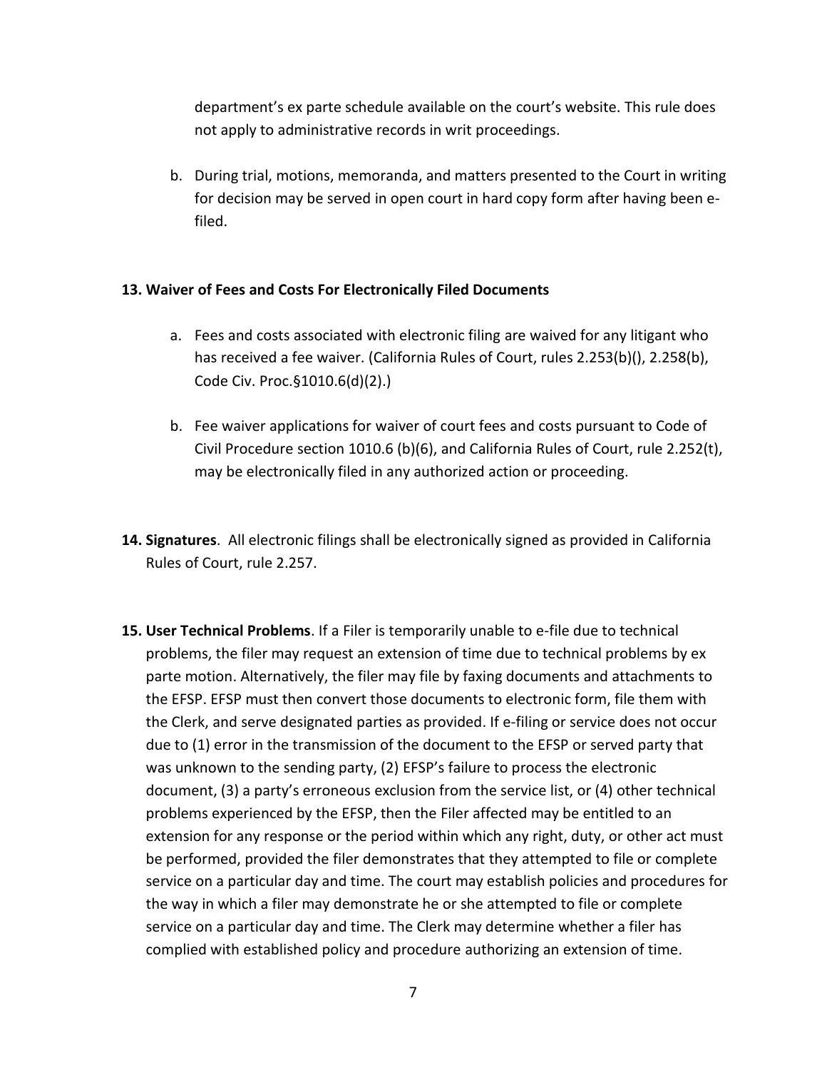department's ex parte schedule available on the court's website. This rule does not apply to administrative records in writ proceedings.

b. During trial, motions, memoranda, and matters presented to the Court in writing for decision may be served in open court in hard copy form after having been e-filed.

**13. Waiver of Fees and Costs For Electronically Filed Documents**

a. Fees and costs associated with electronic filing are waived for any litigant who has received a fee waiver. (California Rules of Court, rules 2.253(b)(), 2.258(b), Code Civ. Proc.§1010.6(d)(2).)

b. Fee waiver applications for waiver of court fees and costs pursuant to Code of Civil Procedure section 1010.6 (b)(6), and California Rules of Court, rule 2.252(t), may be electronically filed in any authorized action or proceeding.

**14. Signatures**. All electronic filings shall be electronically signed as provided in California Rules of Court, rule 2.257.

**15. User Technical Problems**. If a Filer is temporarily unable to e-file due to technical problems, the filer may request an extension of time due to technical problems by ex parte motion. Alternatively, the filer may file by faxing documents and attachments to the EFSP. EFSP must then convert those documents to electronic form, file them with the Clerk, and serve designated parties as provided. If e-filing or service does not occur due to (1) error in the transmission of the document to the EFSP or served party that was unknown to the sending party, (2) EFSP's failure to process the electronic document, (3) a party's erroneous exclusion from the service list, or (4) other technical problems experienced by the EFSP, then the Filer affected may be entitled to an extension for any response or the period within which any right, duty, or other act must be performed, provided the filer demonstrates that they attempted to file or complete service on a particular day and time. The court may establish policies and procedures for the way in which a filer may demonstrate he or she attempted to file or complete service on a particular day and time. The Clerk may determine whether a filer has complied with established policy and procedure authorizing an extension of time.